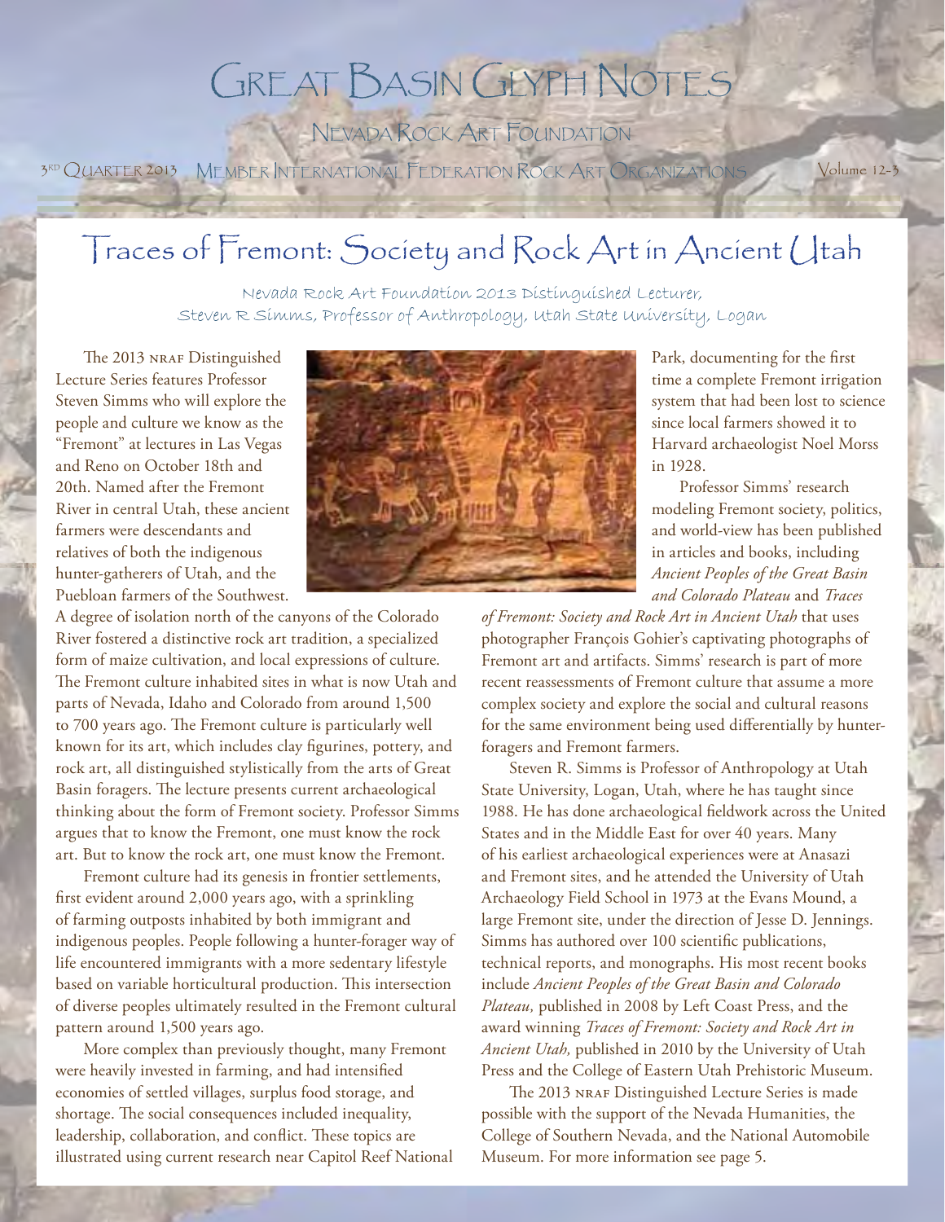# Great Basin Glyph Notes

Nevada Rock Art Foundation

3rd Quarter 2013 Member International Federation Rock Art Organizations Volume 12-3

## Traces of Fremont: Society and Rock Art in Ancient Utah

Nevada Rock Art Foundation 2013 Distinguished Lecturer,
Steven R Simms, Professor of Anthropology, Utah State University, Logan

The 2013 NRAF Distinguished Lecture Series features Professor Steven Simms who will explore the people and culture we know as the "Fremont" at lectures in Las Vegas and Reno on October 18th and 20th. Named after the Fremont River in central Utah, these ancient farmers were descendants and relatives of both the indigenous hunter-gatherers of Utah, and the Puebloan farmers of the Southwest. A degree of isolation north of the canyons of the Colorado River fostered a distinctive rock art tradition, a specialized form of maize cultivation, and local expressions of culture. The Fremont culture inhabited sites in what is now Utah and parts of Nevada, Idaho and Colorado from around 1,500 to 700 years ago. The Fremont culture is particularly well known for its art, which includes clay figurines, pottery, and rock art, all distinguished stylistically from the arts of Great Basin foragers. The lecture presents current archaeological thinking about the form of Fremont society. Professor Simms argues that to know the Fremont, one must know the rock art. But to know the rock art, one must know the Fremont.

Fremont culture had its genesis in frontier settlements, first evident around 2,000 years ago, with a sprinkling of farming outposts inhabited by both immigrant and indigenous peoples. People following a hunter-forager way of life encountered immigrants with a more sedentary lifestyle based on variable horticultural production. This intersection of diverse peoples ultimately resulted in the Fremont cultural pattern around 1,500 years ago.

More complex than previously thought, many Fremont were heavily invested in farming, and had intensified economies of settled villages, surplus food storage, and shortage. The social consequences included inequality, leadership, collaboration, and conflict. These topics are illustrated using current research near Capitol Reef National Park, documenting for the first time a complete Fremont irrigation system that had been lost to science since local farmers showed it to Harvard archaeologist Noel Morss in 1928.

Professor Simms' research modeling Fremont society, politics, and world-view has been published in articles and books, including *Ancient Peoples of the Great Basin and Colorado Plateau* and *Traces of Fremont: Society and Rock Art in Ancient Utah* that uses photographer François Gohier's captivating photographs of Fremont art and artifacts. Simms' research is part of more recent reassessments of Fremont culture that assume a more complex society and explore the social and cultural reasons for the same environment being used differentially by hunter-foragers and Fremont farmers.

Steven R. Simms is Professor of Anthropology at Utah State University, Logan, Utah, where he has taught since 1988. He has done archaeological fieldwork across the United States and in the Middle East for over 40 years. Many of his earliest archaeological experiences were at Anasazi and Fremont sites, and he attended the University of Utah Archaeology Field School in 1973 at the Evans Mound, a large Fremont site, under the direction of Jesse D. Jennings. Simms has authored over 100 scientific publications, technical reports, and monographs. His most recent books include *Ancient Peoples of the Great Basin and Colorado Plateau,* published in 2008 by Left Coast Press, and the award winning *Traces of Fremont: Society and Rock Art in Ancient Utah,* published in 2010 by the University of Utah Press and the College of Eastern Utah Prehistoric Museum.

The 2013 NRAF Distinguished Lecture Series is made possible with the support of the Nevada Humanities, the College of Southern Nevada, and the National Automobile Museum. For more information see page 5.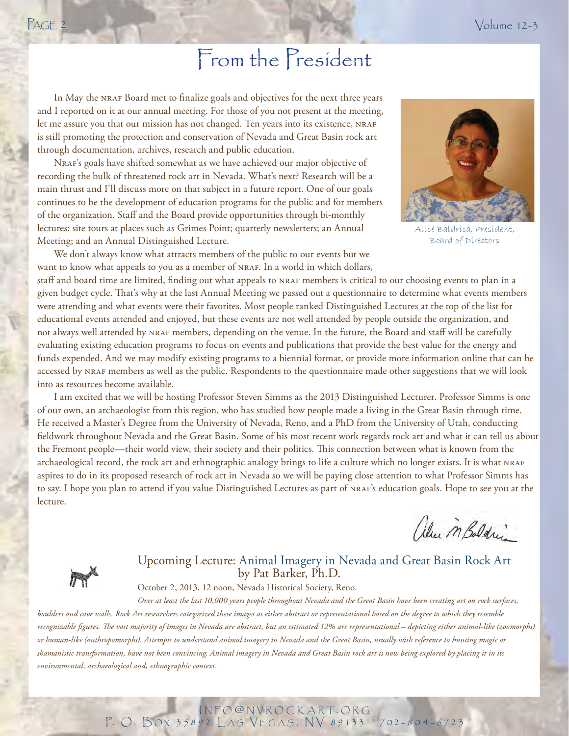# From the President

In May the NRAF Board met to finalize goals and objectives for the next three years and I reported on it at our annual meeting. For those of you not present at the meeting, let me assure you that our mission has not changed. Ten years into its existence, NRAF is still promoting the protection and conservation of Nevada and Great Basin rock art through documentation, archives, research and public education.

NRAF's goals have shifted somewhat as we have achieved our major objective of recording the bulk of threatened rock art in Nevada. What's next? Research will be a main thrust and I'll discuss more on that subject in a future report. One of our goals continues to be the development of education programs for the public and for members of the organization. Staff and the Board provide opportunities through bi-monthly lectures; site tours at places such as Grimes Point; quarterly newsletters; an Annual Meeting; and an Annual Distinguished Lecture.

Alice Baldrica, President, Board of Directors

We don't always know what attracts members of the public to our events but we want to know what appeals to you as a member of NRAF. In a world in which dollars, staff and board time are limited, finding out what appeals to NRAF members is critical to our choosing events to plan in a given budget cycle. That's why at the last Annual Meeting we passed out a questionnaire to determine what events members were attending and what events were their favorites. Most people ranked Distinguished Lectures at the top of the list for educational events attended and enjoyed, but these events are not well attended by people outside the organization, and not always well attended by NRAF members, depending on the venue. In the future, the Board and staff will be carefully evaluating existing education programs to focus on events and publications that provide the best value for the energy and funds expended. And we may modify existing programs to a biennial format, or provide more information online that can be accessed by NRAF members as well as the public. Respondents to the questionnaire made other suggestions that we will look into as resources become available.

I am excited that we will be hosting Professor Steven Simms as the 2013 Distinguished Lecturer. Professor Simms is one of our own, an archaeologist from this region, who has studied how people made a living in the Great Basin through time. He received a Master's Degree from the University of Nevada, Reno, and a PhD from the University of Utah, conducting fieldwork throughout Nevada and the Great Basin. Some of his most recent work regards rock art and what it can tell us about the Fremont people—their world view, their society and their politics. This connection between what is known from the archaeological record, the rock art and ethnographic analogy brings to life a culture which no longer exists. It is what NRAF aspires to do in its proposed research of rock art in Nevada so we will be paying close attention to what Professor Simms has to say. I hope you plan to attend if you value Distinguished Lectures as part of NRAF's education goals. Hope to see you at the lecture.

Alice M Baldrica

## Upcoming Lecture: Animal Imagery in Nevada and Great Basin Rock Art by Pat Barker, Ph.D.

October 2, 2013, 12 noon, Nevada Historical Society, Reno.

*Over at least the last 10,000 years people throughout Nevada and the Great Basin have been creating art on rock surfaces, boulders and cave walls. Rock Art researchers categorized these images as either abstract or representational based on the degree to which they resemble recognizable figures. The vast majority of images in Nevada are abstract, but an estimated 12% are representational – depicting either animal-like (zoomorphs) or human-like (anthropomorphs). Attempts to understand animal imagery in Nevada and the Great Basin, usually with reference to hunting magic or shamanistic transformation, have not been convincing. Animal imagery in Nevada and Great Basin rock art is now being explored by placing it in its environmental, archaeological and, ethnographic context.*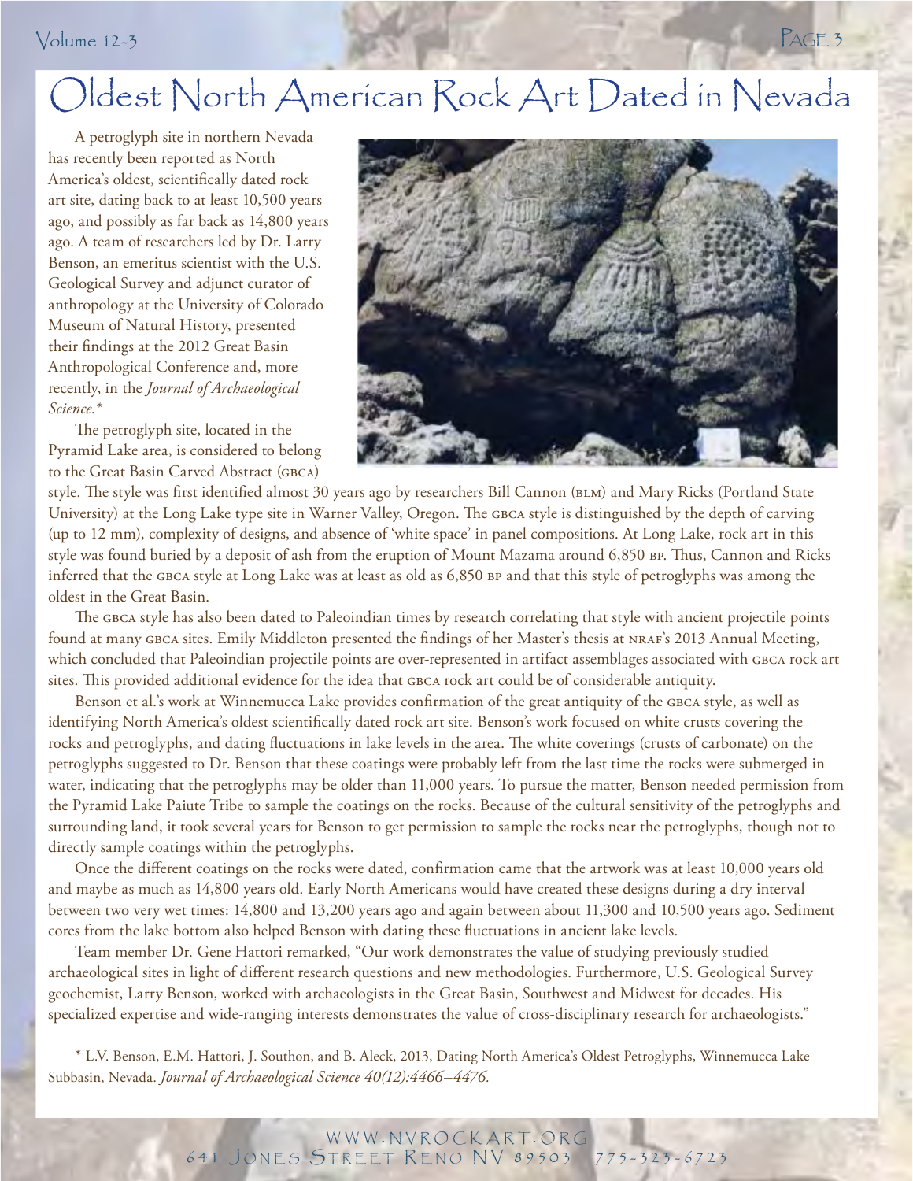# Oldest North American Rock Art Dated in Nevada

A petroglyph site in northern Nevada has recently been reported as North America's oldest, scientifically dated rock art site, dating back to at least 10,500 years ago, and possibly as far back as 14,800 years ago. A team of researchers led by Dr. Larry Benson, an emeritus scientist with the U.S. Geological Survey and adjunct curator of anthropology at the University of Colorado Museum of Natural History, presented their findings at the 2012 Great Basin Anthropological Conference and, more recently, in the *Journal of Archaeological Science.\**

The petroglyph site, located in the Pyramid Lake area, is considered to belong to the Great Basin Carved Abstract (GBCA) style. The style was first identified almost 30 years ago by researchers Bill Cannon (BLM) and Mary Ricks (Portland State University) at the Long Lake type site in Warner Valley, Oregon. The GBCA style is distinguished by the depth of carving (up to 12 mm), complexity of designs, and absence of 'white space' in panel compositions. At Long Lake, rock art in this style was found buried by a deposit of ash from the eruption of Mount Mazama around 6,850 BP. Thus, Cannon and Ricks inferred that the GBCA style at Long Lake was at least as old as 6,850 BP and that this style of petroglyphs was among the oldest in the Great Basin.

The GBCA style has also been dated to Paleoindian times by research correlating that style with ancient projectile points found at many GBCA sites. Emily Middleton presented the findings of her Master's thesis at NRAF's 2013 Annual Meeting, which concluded that Paleoindian projectile points are over-represented in artifact assemblages associated with GBCA rock art sites. This provided additional evidence for the idea that GBCA rock art could be of considerable antiquity.

Benson et al.'s work at Winnemucca Lake provides confirmation of the great antiquity of the GBCA style, as well as identifying North America's oldest scientifically dated rock art site. Benson's work focused on white crusts covering the rocks and petroglyphs, and dating fluctuations in lake levels in the area. The white coverings (crusts of carbonate) on the petroglyphs suggested to Dr. Benson that these coatings were probably left from the last time the rocks were submerged in water, indicating that the petroglyphs may be older than 11,000 years. To pursue the matter, Benson needed permission from the Pyramid Lake Paiute Tribe to sample the coatings on the rocks. Because of the cultural sensitivity of the petroglyphs and surrounding land, it took several years for Benson to get permission to sample the rocks near the petroglyphs, though not to directly sample coatings within the petroglyphs.

Once the different coatings on the rocks were dated, confirmation came that the artwork was at least 10,000 years old and maybe as much as 14,800 years old. Early North Americans would have created these designs during a dry interval between two very wet times: 14,800 and 13,200 years ago and again between about 11,300 and 10,500 years ago. Sediment cores from the lake bottom also helped Benson with dating these fluctuations in ancient lake levels.

Team member Dr. Gene Hattori remarked, "Our work demonstrates the value of studying previously studied archaeological sites in light of different research questions and new methodologies. Furthermore, U.S. Geological Survey geochemist, Larry Benson, worked with archaeologists in the Great Basin, Southwest and Midwest for decades. His specialized expertise and wide-ranging interests demonstrates the value of cross-disciplinary research for archaeologists."

\* L.V. Benson, E.M. Hattori, J. Southon, and B. Aleck, 2013, Dating North America's Oldest Petroglyphs, Winnemucca Lake Subbasin, Nevada. *Journal of Archaeological Science 40(12):4466–4476.*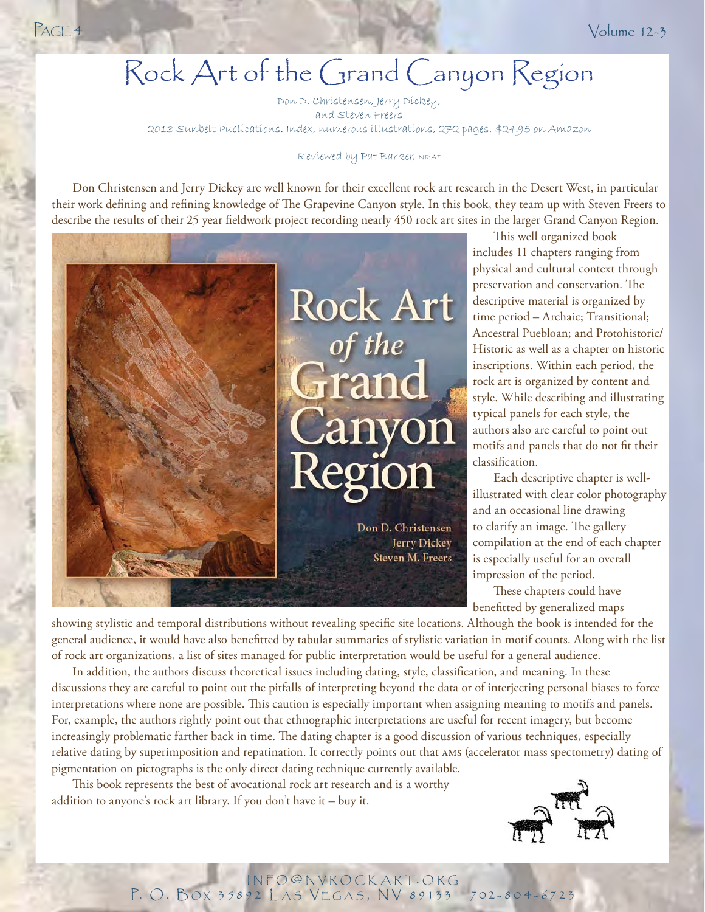# Rock Art of the Grand Canyon Region

Don D. Christensen, Jerry Dickey, and Steven Freers

2013 Sunbelt Publications. Index, numerous illustrations, 272 pages. $24.95 on Amazon

Reviewed by Pat Barker, NRAF

Don Christensen and Jerry Dickey are well known for their excellent rock art research in the Desert West, in particular their work defining and refining knowledge of The Grapevine Canyon style. In this book, they team up with Steven Freers to describe the results of their 25 year fieldwork project recording nearly 450 rock art sites in the larger Grand Canyon Region.

This well organized book includes 11 chapters ranging from physical and cultural context through preservation and conservation. The descriptive material is organized by time period – Archaic; Transitional; Ancestral Puebloan; and Protohistoric/ Historic as well as a chapter on historic inscriptions. Within each period, the rock art is organized by content and style. While describing and illustrating typical panels for each style, the authors also are careful to point out motifs and panels that do not fit their classification.

Each descriptive chapter is well-illustrated with clear color photography and an occasional line drawing to clarify an image. The gallery compilation at the end of each chapter is especially useful for an overall impression of the period.

These chapters could have benefitted by generalized maps showing stylistic and temporal distributions without revealing specific site locations. Although the book is intended for the general audience, it would have also benefitted by tabular summaries of stylistic variation in motif counts. Along with the list of rock art organizations, a list of sites managed for public interpretation would be useful for a general audience.

In addition, the authors discuss theoretical issues including dating, style, classification, and meaning. In these discussions they are careful to point out the pitfalls of interpreting beyond the data or of interjecting personal biases to force interpretations where none are possible. This caution is especially important when assigning meaning to motifs and panels. For, example, the authors rightly point out that ethnographic interpretations are useful for recent imagery, but become increasingly problematic farther back in time. The dating chapter is a good discussion of various techniques, especially relative dating by superimposition and repatination. It correctly points out that AMS (accelerator mass spectometry) dating of pigmentation on pictographs is the only direct dating technique currently available.

This book represents the best of avocational rock art research and is a worthy addition to anyone's rock art library. If you don't have it – buy it.

INFO@NVROCKART.ORG
P. O. Box 35892 Las Vegas, NV 89133 702-804-6723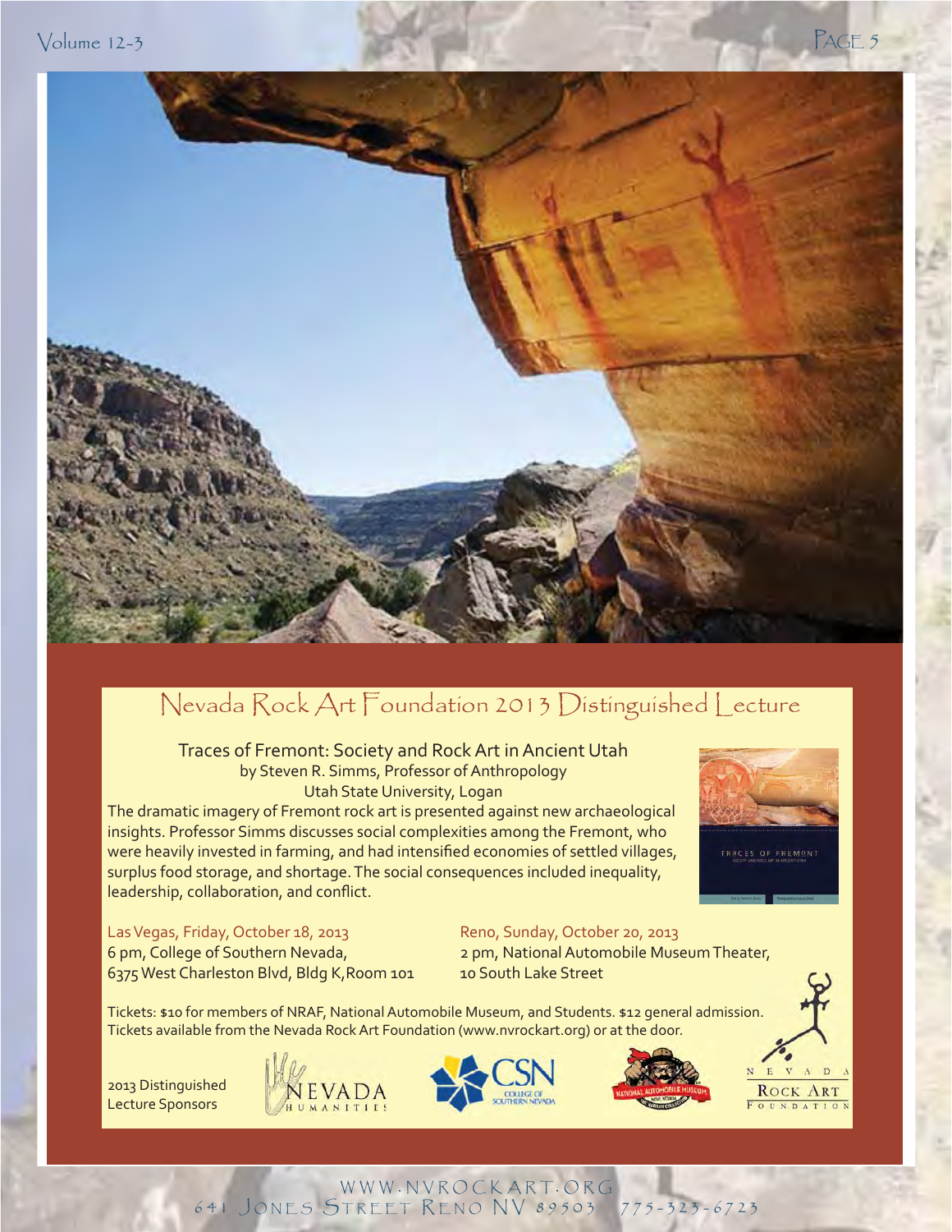# Nevada Rock Art Foundation 2013 Distinguished Lecture

## Traces of Fremont: Society and Rock Art in Ancient Utah

by Steven R. Simms, Professor of Anthropology
Utah State University, Logan

The dramatic imagery of Fremont rock art is presented against new archaeological insights. Professor Simms discusses social complexities among the Fremont, who were heavily invested in farming, and had intensified economies of settled villages, surplus food storage, and shortage. The social consequences included inequality, leadership, collaboration, and conflict.

**Las Vegas, Friday, October 18, 2013**
6 pm, College of Southern Nevada,
6375 West Charleston Blvd, Bldg K, Room 101

**Reno, Sunday, October 20, 2013**
2 pm, National Automobile Museum Theater,
10 South Lake Street

Tickets: $10 for members of NRAF, National Automobile Museum, and Students. $12 general admission. Tickets available from the Nevada Rock Art Foundation (www.nvrockart.org) or at the door.

2013 Distinguished Lecture Sponsors

WWW.NVROCKART.ORG
641 Jones Street Reno NV 89503 775-323-6723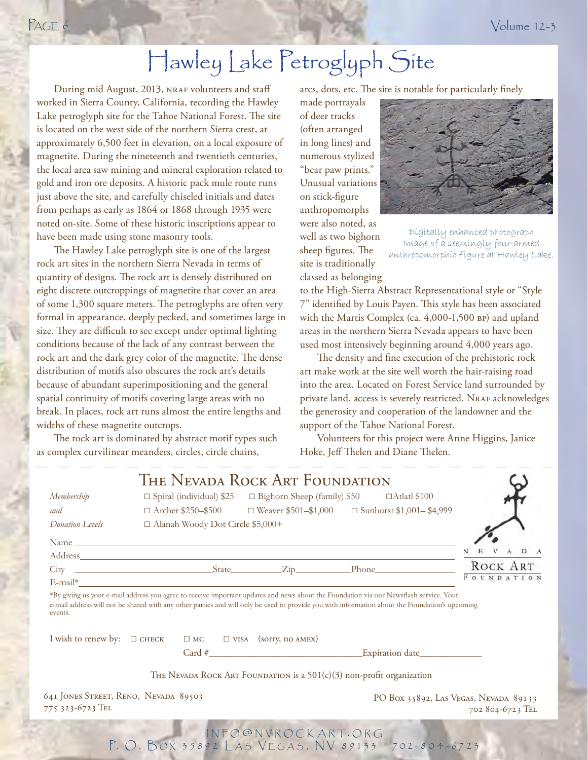# Hawley Lake Petroglyph Site

During mid August, 2013, NRAF volunteers and staff worked in Sierra County, California, recording the Hawley Lake petroglyph site for the Tahoe National Forest. The site is located on the west side of the northern Sierra crest, at approximately 6,500 feet in elevation, on a local exposure of magnetite. During the nineteenth and twentieth centuries, the local area saw mining and mineral exploration related to gold and iron ore deposits. A historic pack mule route runs just above the site, and carefully chiseled initials and dates from perhaps as early as 1864 or 1868 through 1935 were noted on-site. Some of these historic inscriptions appear to have been made using stone masonry tools.

The Hawley Lake petroglyph site is one of the largest rock art sites in the northern Sierra Nevada in terms of quantity of designs. The rock art is densely distributed on eight discrete outcroppings of magnetite that cover an area of some 1,300 square meters. The petroglyphs are often very formal in appearance, deeply pecked, and sometimes large in size. They are difficult to see except under optimal lighting conditions because of the lack of any contrast between the rock art and the dark grey color of the magnetite. The dense distribution of motifs also obscures the rock art's details because of abundant superimpositioning and the general spatial continuity of motifs covering large areas with no break. In places, rock art runs almost the entire lengths and widths of these magnetite outcrops.

The rock art is dominated by abstract motif types such as complex curvilinear meanders, circles, circle chains, arcs, dots, etc. The site is notable for particularly finely made portrayals of deer tracks (often arranged in long lines) and numerous stylized "bear paw prints." Unusual variations on stick-figure anthropomorphs were also noted, as well as two bighorn sheep figures. The site is traditionally classed as belonging to the High-Sierra Abstract Representational style or "Style 7" identified by Louis Payen. This style has been associated with the Martis Complex (ca. 4,000-1,500 BP) and upland areas in the northern Sierra Nevada appears to have been used most intensively beginning around 4,000 years ago.

Digitally enhanced photograph image of a seemingly four-armed anthropomorphic figure at Hawley Lake.

The density and fine execution of the prehistoric rock art make work at the site well worth the hair-raising road into the area. Located on Forest Service land surrounded by private land, access is severely restricted. NRAF acknowledges the generosity and cooperation of the landowner and the support of the Tahoe National Forest.

Volunteers for this project were Anne Higgins, Janice Hoke, Jeff Thelen and Diane Thelen.

---

## The Nevada Rock Art Foundation

*Membership and Donation Levels*

□ Spiral (individual) $25 □ Bighorn Sheep (family) $50 □ Atlatl $100
□ Archer $250–$500 □ Weaver $501–$1,000 □ Sunburst $1,001– $4,999
□ Alanah Woody Dot Circle $5,000+

Name ______________________________
Address ______________________________
City ______________ State ________ Zip ________ Phone ______________
E-mail* ______________________________

*By giving us your e-mail address you agree to receive important updates and news about the Foundation via our Newsflash service. Your e-mail address will not be shared with any other parties and will only be used to provide you with information about the Foundation's upcoming events.

I wish to renew by: □ CHECK □ MC □ VISA (sorry, no AMEX)

Card # ______________________ Expiration date ____________

The Nevada Rock Art Foundation is a 501(c)(3) non-profit organization

641 Jones Street, Reno, Nevada 89503
775 323-6723 Tel

PO Box 35892, Las Vegas, Nevada 89133
702 804-6723 Tel

INFO@NVROCKART.ORG
P. O. Box 35892 Las Vegas, NV 89133 702-804-6723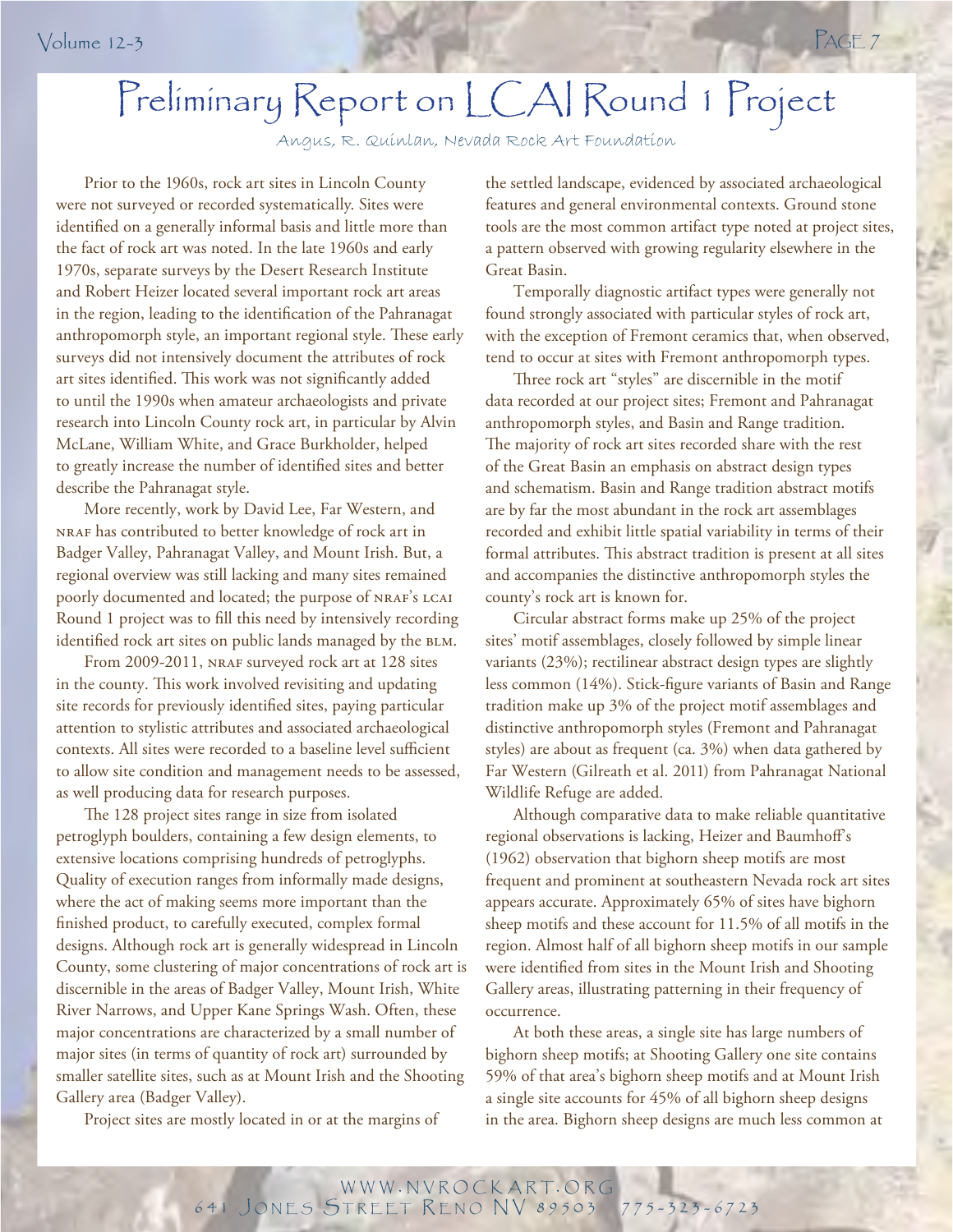# Preliminary Report on LCAI Round 1 Project

Angus, R. Quinlan, Nevada Rock Art Foundation

Prior to the 1960s, rock art sites in Lincoln County were not surveyed or recorded systematically. Sites were identified on a generally informal basis and little more than the fact of rock art was noted. In the late 1960s and early 1970s, separate surveys by the Desert Research Institute and Robert Heizer located several important rock art areas in the region, leading to the identification of the Pahranagat anthropomorph style, an important regional style. These early surveys did not intensively document the attributes of rock art sites identified. This work was not significantly added to until the 1990s when amateur archaeologists and private research into Lincoln County rock art, in particular by Alvin McLane, William White, and Grace Burkholder, helped to greatly increase the number of identified sites and better describe the Pahranagat style.

More recently, work by David Lee, Far Western, and NRAF has contributed to better knowledge of rock art in Badger Valley, Pahranagat Valley, and Mount Irish. But, a regional overview was still lacking and many sites remained poorly documented and located; the purpose of NRAF's LCAI Round 1 project was to fill this need by intensively recording identified rock art sites on public lands managed by the BLM.

From 2009-2011, NRAF surveyed rock art at 128 sites in the county. This work involved revisiting and updating site records for previously identified sites, paying particular attention to stylistic attributes and associated archaeological contexts. All sites were recorded to a baseline level sufficient to allow site condition and management needs to be assessed, as well producing data for research purposes.

The 128 project sites range in size from isolated petroglyph boulders, containing a few design elements, to extensive locations comprising hundreds of petroglyphs. Quality of execution ranges from informally made designs, where the act of making seems more important than the finished product, to carefully executed, complex formal designs. Although rock art is generally widespread in Lincoln County, some clustering of major concentrations of rock art is discernible in the areas of Badger Valley, Mount Irish, White River Narrows, and Upper Kane Springs Wash. Often, these major concentrations are characterized by a small number of major sites (in terms of quantity of rock art) surrounded by smaller satellite sites, such as at Mount Irish and the Shooting Gallery area (Badger Valley).

Project sites are mostly located in or at the margins of the settled landscape, evidenced by associated archaeological features and general environmental contexts. Ground stone tools are the most common artifact type noted at project sites, a pattern observed with growing regularity elsewhere in the Great Basin.

Temporally diagnostic artifact types were generally not found strongly associated with particular styles of rock art, with the exception of Fremont ceramics that, when observed, tend to occur at sites with Fremont anthropomorph types.

Three rock art "styles" are discernible in the motif data recorded at our project sites; Fremont and Pahranagat anthropomorph styles, and Basin and Range tradition. The majority of rock art sites recorded share with the rest of the Great Basin an emphasis on abstract design types and schematism. Basin and Range tradition abstract motifs are by far the most abundant in the rock art assemblages recorded and exhibit little spatial variability in terms of their formal attributes. This abstract tradition is present at all sites and accompanies the distinctive anthropomorph styles the county's rock art is known for.

Circular abstract forms make up 25% of the project sites' motif assemblages, closely followed by simple linear variants (23%); rectilinear abstract design types are slightly less common (14%). Stick-figure variants of Basin and Range tradition make up 3% of the project motif assemblages and distinctive anthropomorph styles (Fremont and Pahranagat styles) are about as frequent (ca. 3%) when data gathered by Far Western (Gilreath et al. 2011) from Pahranagat National Wildlife Refuge are added.

Although comparative data to make reliable quantitative regional observations is lacking, Heizer and Baumhoff's (1962) observation that bighorn sheep motifs are most frequent and prominent at southeastern Nevada rock art sites appears accurate. Approximately 65% of sites have bighorn sheep motifs and these account for 11.5% of all motifs in the region. Almost half of all bighorn sheep motifs in our sample were identified from sites in the Mount Irish and Shooting Gallery areas, illustrating patterning in their frequency of occurrence.

At both these areas, a single site has large numbers of bighorn sheep motifs; at Shooting Gallery one site contains 59% of that area's bighorn sheep motifs and at Mount Irish a single site accounts for 45% of all bighorn sheep designs in the area. Bighorn sheep designs are much less common at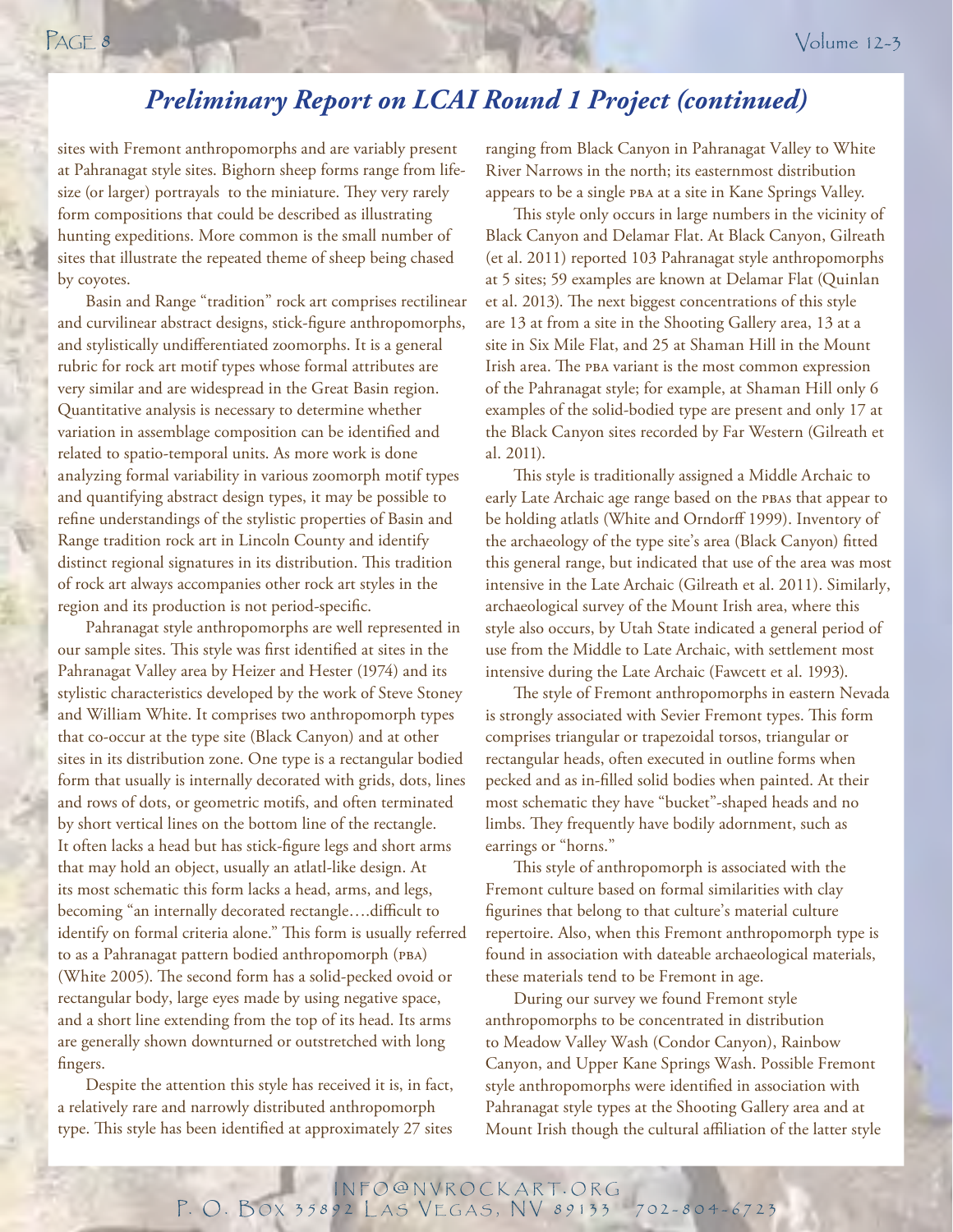## Preliminary Report on LCAI Round 1 Project (continued)

sites with Fremont anthropomorphs and are variably present at Pahranagat style sites. Bighorn sheep forms range from life-size (or larger) portrayals to the miniature. They very rarely form compositions that could be described as illustrating hunting expeditions. More common is the small number of sites that illustrate the repeated theme of sheep being chased by coyotes.

Basin and Range "tradition" rock art comprises rectilinear and curvilinear abstract designs, stick-figure anthropomorphs, and stylistically undifferentiated zoomorphs. It is a general rubric for rock art motif types whose formal attributes are very similar and are widespread in the Great Basin region. Quantitative analysis is necessary to determine whether variation in assemblage composition can be identified and related to spatio-temporal units. As more work is done analyzing formal variability in various zoomorph motif types and quantifying abstract design types, it may be possible to refine understandings of the stylistic properties of Basin and Range tradition rock art in Lincoln County and identify distinct regional signatures in its distribution. This tradition of rock art always accompanies other rock art styles in the region and its production is not period-specific.

Pahranagat style anthropomorphs are well represented in our sample sites. This style was first identified at sites in the Pahranagat Valley area by Heizer and Hester (1974) and its stylistic characteristics developed by the work of Steve Stoney and William White. It comprises two anthropomorph types that co-occur at the type site (Black Canyon) and at other sites in its distribution zone. One type is a rectangular bodied form that usually is internally decorated with grids, dots, lines and rows of dots, or geometric motifs, and often terminated by short vertical lines on the bottom line of the rectangle. It often lacks a head but has stick-figure legs and short arms that may hold an object, usually an atlatl-like design. At its most schematic this form lacks a head, arms, and legs, becoming "an internally decorated rectangle….difficult to identify on formal criteria alone." This form is usually referred to as a Pahranagat pattern bodied anthropomorph (PBA) (White 2005). The second form has a solid-pecked ovoid or rectangular body, large eyes made by using negative space, and a short line extending from the top of its head. Its arms are generally shown downturned or outstretched with long fingers.

Despite the attention this style has received it is, in fact, a relatively rare and narrowly distributed anthropomorph type. This style has been identified at approximately 27 sites ranging from Black Canyon in Pahranagat Valley to White River Narrows in the north; its easternmost distribution appears to be a single PBA at a site in Kane Springs Valley.

This style only occurs in large numbers in the vicinity of Black Canyon and Delamar Flat. At Black Canyon, Gilreath (et al. 2011) reported 103 Pahranagat style anthropomorphs at 5 sites; 59 examples are known at Delamar Flat (Quinlan et al. 2013). The next biggest concentrations of this style are 13 at from a site in the Shooting Gallery area, 13 at a site in Six Mile Flat, and 25 at Shaman Hill in the Mount Irish area. The PBA variant is the most common expression of the Pahranagat style; for example, at Shaman Hill only 6 examples of the solid-bodied type are present and only 17 at the Black Canyon sites recorded by Far Western (Gilreath et al. 2011).

This style is traditionally assigned a Middle Archaic to early Late Archaic age range based on the PBAs that appear to be holding atlatls (White and Orndorff 1999). Inventory of the archaeology of the type site's area (Black Canyon) fitted this general range, but indicated that use of the area was most intensive in the Late Archaic (Gilreath et al. 2011). Similarly, archaeological survey of the Mount Irish area, where this style also occurs, by Utah State indicated a general period of use from the Middle to Late Archaic, with settlement most intensive during the Late Archaic (Fawcett et al. 1993).

The style of Fremont anthropomorphs in eastern Nevada is strongly associated with Sevier Fremont types. This form comprises triangular or trapezoidal torsos, triangular or rectangular heads, often executed in outline forms when pecked and as in-filled solid bodies when painted. At their most schematic they have "bucket"-shaped heads and no limbs. They frequently have bodily adornment, such as earrings or "horns."

This style of anthropomorph is associated with the Fremont culture based on formal similarities with clay figurines that belong to that culture's material culture repertoire. Also, when this Fremont anthropomorph type is found in association with dateable archaeological materials, these materials tend to be Fremont in age.

During our survey we found Fremont style anthropomorphs to be concentrated in distribution to Meadow Valley Wash (Condor Canyon), Rainbow Canyon, and Upper Kane Springs Wash. Possible Fremont style anthropomorphs were identified in association with Pahranagat style types at the Shooting Gallery area and at Mount Irish though the cultural affiliation of the latter style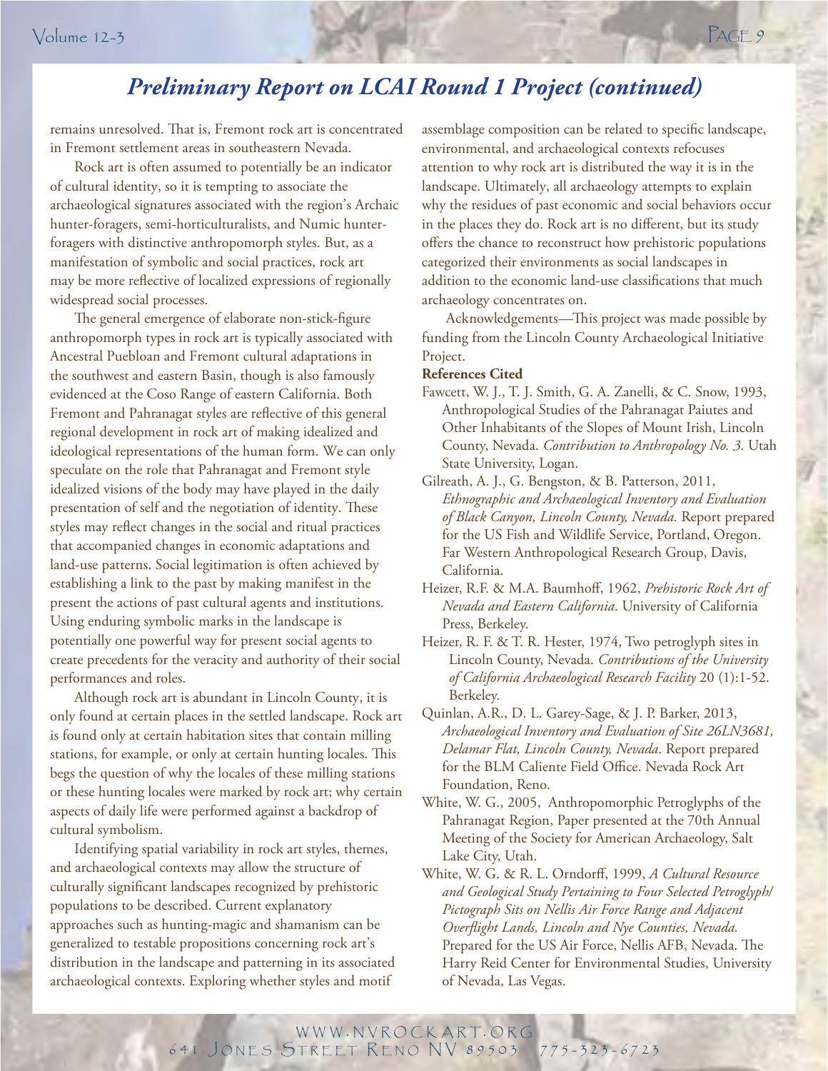## Preliminary Report on LCAI Round 1 Project (continued)

remains unresolved. That is, Fremont rock art is concentrated in Fremont settlement areas in southeastern Nevada.

Rock art is often assumed to potentially be an indicator of cultural identity, so it is tempting to associate the archaeological signatures associated with the region's Archaic hunter-foragers, semi-horticulturalists, and Numic hunter-foragers with distinctive anthropomorph styles. But, as a manifestation of symbolic and social practices, rock art may be more reflective of localized expressions of regionally widespread social processes.

The general emergence of elaborate non-stick-figure anthropomorph types in rock art is typically associated with Ancestral Puebloan and Fremont cultural adaptations in the southwest and eastern Basin, though is also famously evidenced at the Coso Range of eastern California. Both Fremont and Pahranagat styles are reflective of this general regional development in rock art of making idealized and ideological representations of the human form. We can only speculate on the role that Pahranagat and Fremont style idealized visions of the body may have played in the daily presentation of self and the negotiation of identity. These styles may reflect changes in the social and ritual practices that accompanied changes in economic adaptations and land-use patterns. Social legitimation is often achieved by establishing a link to the past by making manifest in the present the actions of past cultural agents and institutions. Using enduring symbolic marks in the landscape is potentially one powerful way for present social agents to create precedents for the veracity and authority of their social performances and roles.

Although rock art is abundant in Lincoln County, it is only found at certain places in the settled landscape. Rock art is found only at certain habitation sites that contain milling stations, for example, or only at certain hunting locales. This begs the question of why the locales of these milling stations or these hunting locales were marked by rock art; why certain aspects of daily life were performed against a backdrop of cultural symbolism.

Identifying spatial variability in rock art styles, themes, and archaeological contexts may allow the structure of culturally significant landscapes recognized by prehistoric populations to be described. Current explanatory approaches such as hunting-magic and shamanism can be generalized to testable propositions concerning rock art's distribution in the landscape and patterning in its associated archaeological contexts. Exploring whether styles and motif assemblage composition can be related to specific landscape, environmental, and archaeological contexts refocuses attention to why rock art is distributed the way it is in the landscape. Ultimately, all archaeology attempts to explain why the residues of past economic and social behaviors occur in the places they do. Rock art is no different, but its study offers the chance to reconstruct how prehistoric populations categorized their environments as social landscapes in addition to the economic land-use classifications that much archaeology concentrates on.

Acknowledgements—This project was made possible by funding from the Lincoln County Archaeological Initiative Project.

**References Cited**

Fawcett, W. J., T. J. Smith, G. A. Zanelli, & C. Snow, 1993, Anthropological Studies of the Pahranagat Paiutes and Other Inhabitants of the Slopes of Mount Irish, Lincoln County, Nevada. *Contribution to Anthropology No. 3.* Utah State University, Logan.

Gilreath, A. J., G. Bengston, & B. Patterson, 2011, *Ethnographic and Archaeological Inventory and Evaluation of Black Canyon, Lincoln County, Nevada.* Report prepared for the US Fish and Wildlife Service, Portland, Oregon. Far Western Anthropological Research Group, Davis, California.

Heizer, R.F. & M.A. Baumhoff, 1962, *Prehistoric Rock Art of Nevada and Eastern California*. University of California Press, Berkeley.

Heizer, R. F. & T. R. Hester, 1974, Two petroglyph sites in Lincoln County, Nevada. *Contributions of the University of California Archaeological Research Facility* 20 (1):1-52. Berkeley.

Quinlan, A.R., D. L. Garey-Sage, & J. P. Barker, 2013, *Archaeological Inventory and Evaluation of Site 26LN3681, Delamar Flat, Lincoln County, Nevada*. Report prepared for the BLM Caliente Field Office. Nevada Rock Art Foundation, Reno.

White, W. G., 2005, Anthropomorphic Petroglyphs of the Pahranagat Region, Paper presented at the 70th Annual Meeting of the Society for American Archaeology, Salt Lake City, Utah.

White, W. G. & R. L. Orndorff, 1999, *A Cultural Resource and Geological Study Pertaining to Four Selected Petroglyph/Pictograph Sits on Nellis Air Force Range and Adjacent Overflight Lands, Lincoln and Nye Counties, Nevada.* Prepared for the US Air Force, Nellis AFB, Nevada. The Harry Reid Center for Environmental Studies, University of Nevada, Las Vegas.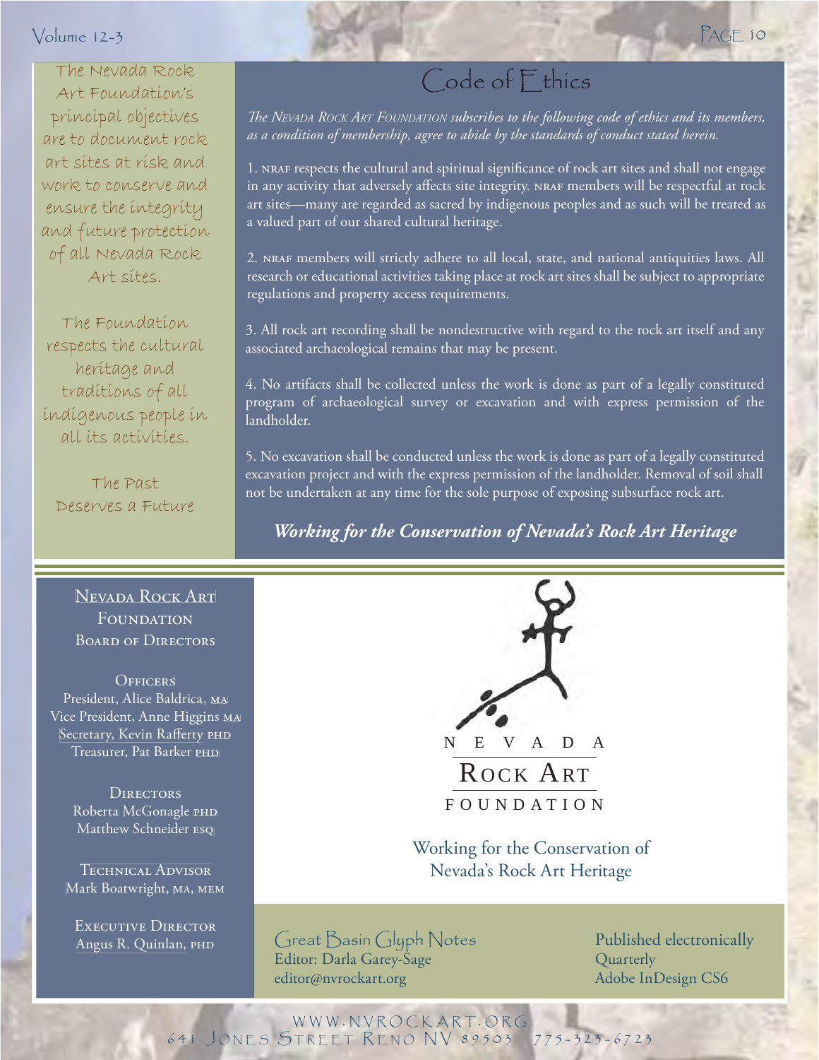The Nevada Rock Art Foundation's principal objectives are to document rock art sites at risk and work to conserve and ensure the integrity and future protection of all Nevada Rock Art sites.

The Foundation respects the cultural heritage and traditions of all indigenous people in all its activities.

The Past Deserves a Future

# Code of Ethics

*The Nevada Rock Art Foundation subscribes to the following code of ethics and its members, as a condition of membership, agree to abide by the standards of conduct stated herein.*

1. NRAF respects the cultural and spiritual significance of rock art sites and shall not engage in any activity that adversely affects site integrity. NRAF members will be respectful at rock art sites—many are regarded as sacred by indigenous peoples and as such will be treated as a valued part of our shared cultural heritage.

2. NRAF members will strictly adhere to all local, state, and national antiquities laws. All research or educational activities taking place at rock art sites shall be subject to appropriate regulations and property access requirements.

3. All rock art recording shall be nondestructive with regard to the rock art itself and any associated archaeological remains that may be present.

4. No artifacts shall be collected unless the work is done as part of a legally constituted program of archaeological survey or excavation and with express permission of the landholder.

5. No excavation shall be conducted unless the work is done as part of a legally constituted excavation project and with the express permission of the landholder. Removal of soil shall not be undertaken at any time for the sole purpose of exposing subsurface rock art.

***Working for the Conservation of Nevada's Rock Art Heritage***

## Nevada Rock Art Foundation Board of Directors

**Officers**

President, Alice Baldrica, MA
Vice President, Anne Higgins MA
Secretary, Kevin Rafferty PHD
Treasurer, Pat Barker PHD

**Directors**

Roberta McGonagle PHD
Matthew Schneider ESQ

**Technical Advisor**

Mark Boatwright, MA, MEM

**Executive Director**

Angus R. Quinlan, PHD

NEVADA ROCK ART FOUNDATION

Working for the Conservation of Nevada's Rock Art Heritage

Great Basin Glyph Notes
Editor: Darla Garey-Sage
editor@nvrockart.org

Published electronically
Quarterly
Adobe InDesign CS6

WWW.NVROCKART.ORG
641 Jones Street Reno NV 89503 775-323-6723